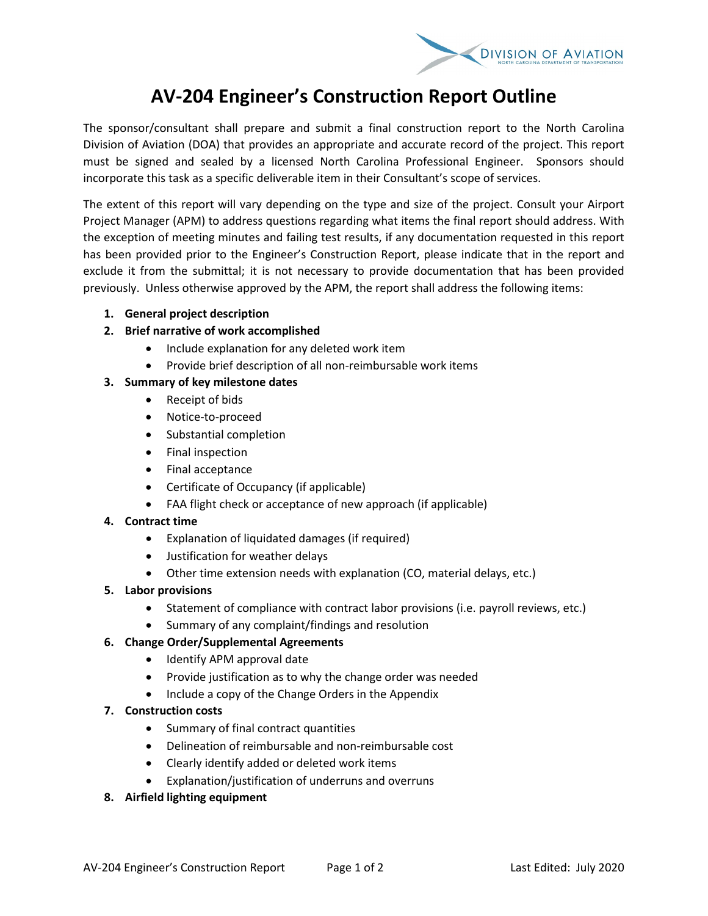# AV-204 Engineer's Construction Report Outline

The sponsor/consultant shall prepare and submit a final construction report to the North Carolina Division of Aviation (DOA) that provides an appropriate and accurate record of the project. This report must be signed and sealed by a licensed North Carolina Professional Engineer. Sponsors should incorporate this task as a specific deliverable item in their Consultant's scope of services.

The extent of this report will vary depending on the type and size of the project. Consult your Airport Project Manager (APM) to address questions regarding what items the final report should address. With the exception of meeting minutes and failing test results, if any documentation requested in this report has been provided prior to the Engineer's Construction Report, please indicate that in the report and exclude it from the submittal; it is not necessary to provide documentation that has been provided previously. Unless otherwise approved by the APM, the report shall address the following items:

1. **General project description**
2. **Brief narrative of work accomplished**
   - Include explanation for any deleted work item
   - Provide brief description of all non-reimbursable work items
3. **Summary of key milestone dates**
   - Receipt of bids
   - Notice-to-proceed
   - Substantial completion
   - Final inspection
   - Final acceptance
   - Certificate of Occupancy (if applicable)
   - FAA flight check or acceptance of new approach (if applicable)
4. **Contract time**
   - Explanation of liquidated damages (if required)
   - Justification for weather delays
   - Other time extension needs with explanation (CO, material delays, etc.)
5. **Labor provisions**
   - Statement of compliance with contract labor provisions (i.e. payroll reviews, etc.)
   - Summary of any complaint/findings and resolution
6. **Change Order/Supplemental Agreements**
   - Identify APM approval date
   - Provide justification as to why the change order was needed
   - Include a copy of the Change Orders in the Appendix
7. **Construction costs**
   - Summary of final contract quantities
   - Delineation of reimbursable and non-reimbursable cost
   - Clearly identify added or deleted work items
   - Explanation/justification of underruns and overruns
8. **Airfield lighting equipment**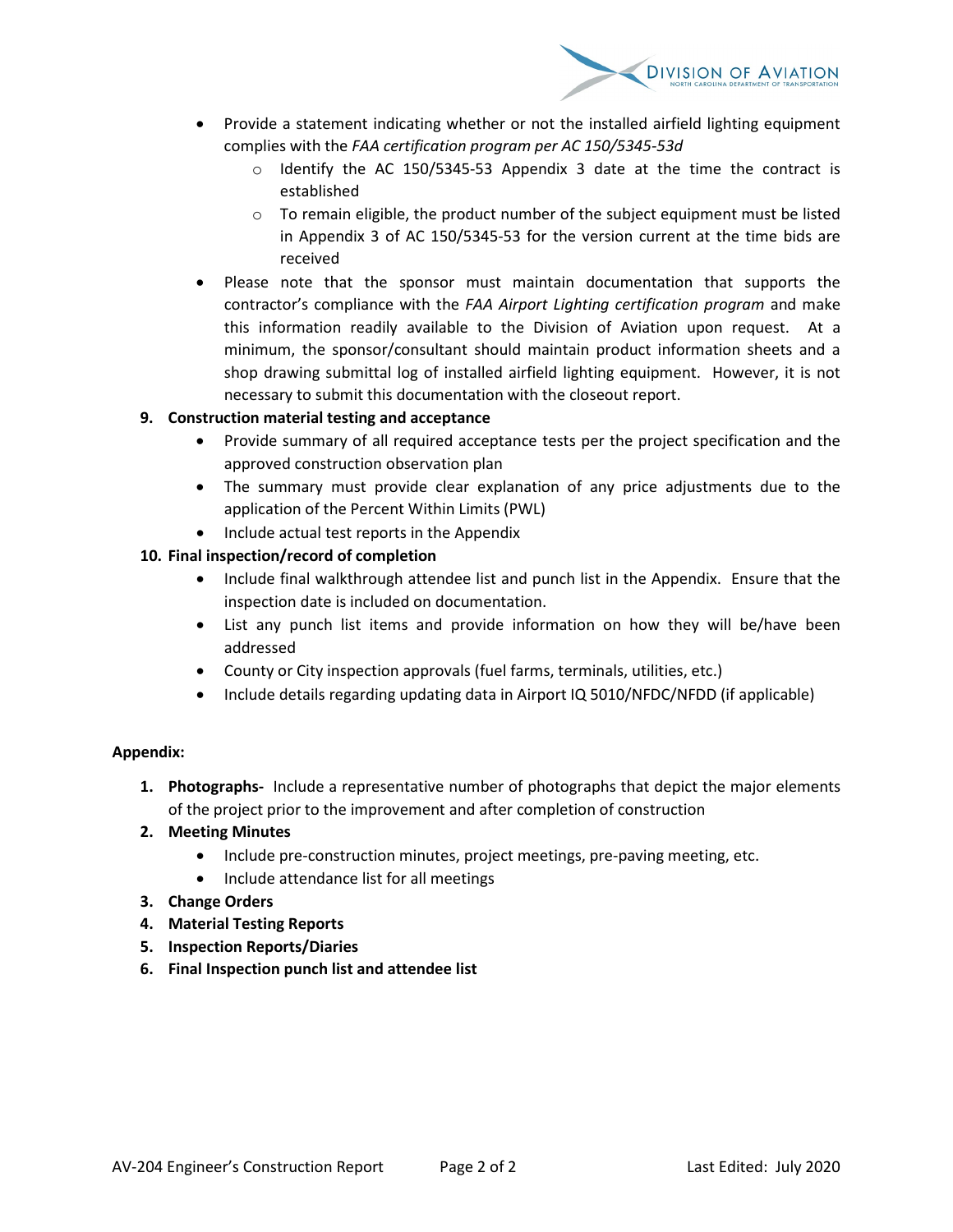- Provide a statement indicating whether or not the installed airfield lighting equipment complies with the *FAA certification program per AC 150/5345-53d*
    - Identify the AC 150/5345-53 Appendix 3 date at the time the contract is established
    - To remain eligible, the product number of the subject equipment must be listed in Appendix 3 of AC 150/5345-53 for the version current at the time bids are received
- Please note that the sponsor must maintain documentation that supports the contractor's compliance with the *FAA Airport Lighting certification program* and make this information readily available to the Division of Aviation upon request. At a minimum, the sponsor/consultant should maintain product information sheets and a shop drawing submittal log of installed airfield lighting equipment. However, it is not necessary to submit this documentation with the closeout report.

**9. Construction material testing and acceptance**

- Provide summary of all required acceptance tests per the project specification and the approved construction observation plan
- The summary must provide clear explanation of any price adjustments due to the application of the Percent Within Limits (PWL)
- Include actual test reports in the Appendix

**10. Final inspection/record of completion**

- Include final walkthrough attendee list and punch list in the Appendix. Ensure that the inspection date is included on documentation.
- List any punch list items and provide information on how they will be/have been addressed
- County or City inspection approvals (fuel farms, terminals, utilities, etc.)
- Include details regarding updating data in Airport IQ 5010/NFDC/NFDD (if applicable)

**Appendix:**

1. **Photographs-** Include a representative number of photographs that depict the major elements of the project prior to the improvement and after completion of construction
2. **Meeting Minutes**
    - Include pre-construction minutes, project meetings, pre-paving meeting, etc.
    - Include attendance list for all meetings
3. **Change Orders**
4. **Material Testing Reports**
5. **Inspection Reports/Diaries**
6. **Final Inspection punch list and attendee list**